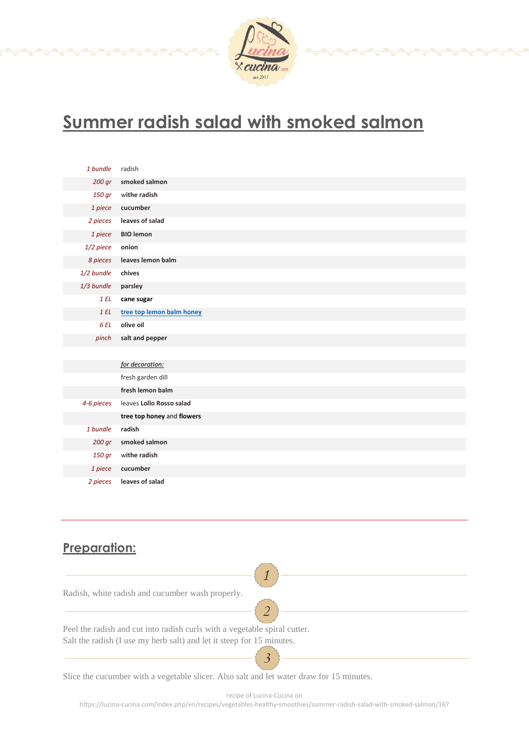# Summer radish salad with smoked salmon

| | |
|---|---|
| *1 bundle* | radish |
| *200 gr* | **smoked salmon** |
| *150 gr* | **withe radish** |
| *1 piece* | **cucumber** |
| *2 pieces* | **leaves of salad** |
| *1 piece* | **BIO lemon** |
| *1/2 piece* | **onion** |
| *8 pieces* | **leaves lemon balm** |
| *1/2 bundle* | **chives** |
| *1/3 bundle* | **parsley** |
| *1 EL* | **cane sugar** |
| *1 EL* | **tree top lemon balm honey** |
| *6 EL* | **olive oil** |
| *pinch* | **salt and pepper** |
| | |
| | *for decoration:* |
| | fresh garden dill |
| | **fresh lemon balm** |
| *4-6 pieces* | leaves **Lollo Rosso salad** |
| | **tree top honey** and **flowers** |
| *1 bundle* | **radish** |
| *200 gr* | **smoked salmon** |
| *150 gr* | **withe radish** |
| *1 piece* | **cucumber** |
| *2 pieces* | **leaves of salad** |

## Preparation:

1

Radish, white radish and cucumber wash properly.

2

Peel the radish and cut into radish curls with a vegetable spiral cutter.
Salt the radish (I use my herb salt) and let it steep for 15 minutes.

3

Slice the cucumber with a vegetable slicer. Also salt and let water draw for 15 minutes.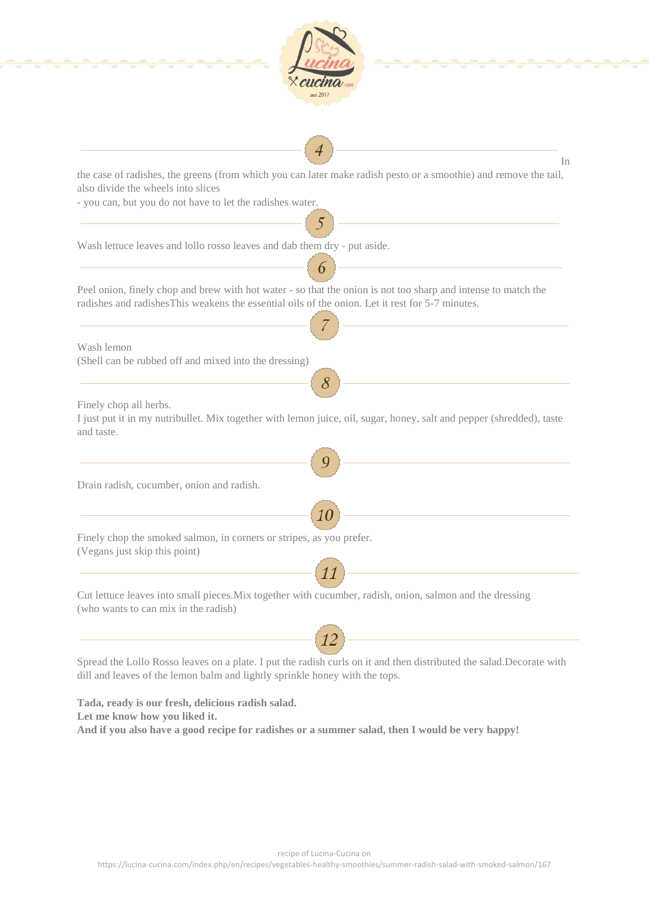## 4

In the case of radishes, the greens (from which you can later make radish pesto or a smoothie) and remove the tail, also divide the wheels into slices
- you can, but you do not have to let the radishes water.

## 5

Wash lettuce leaves and lollo rosso leaves and dab them dry - put aside.

## 6

Peel onion, finely chop and brew with hot water - so that the onion is not too sharp and intense to match the radishes and radishesThis weakens the essential oils of the onion. Let it rest for 5-7 minutes.

## 7

Wash lemon
(Shell can be rubbed off and mixed into the dressing)

## 8

Finely chop all herbs.
I just put it in my nutribullet. Mix together with lemon juice, oil, sugar, honey, salt and pepper (shredded), taste and taste.

## 9

Drain radish, cucumber, onion and radish.

## 10

Finely chop the smoked salmon, in corners or stripes, as you prefer.
(Vegans just skip this point)

## 11

Cut lettuce leaves into small pieces.Mix together with cucumber, radish, onion, salmon and the dressing (who wants to can mix in the radish)

## 12

Spread the Lollo Rosso leaves on a plate. I put the radish curls on it and then distributed the salad.Decorate with dill and leaves of the lemon balm and lightly sprinkle honey with the tops.

**Tada, ready is our fresh, delicious radish salad.**
**Let me know how you liked it.**
**And if you also have a good recipe for radishes or a summer salad, then I would be very happy!**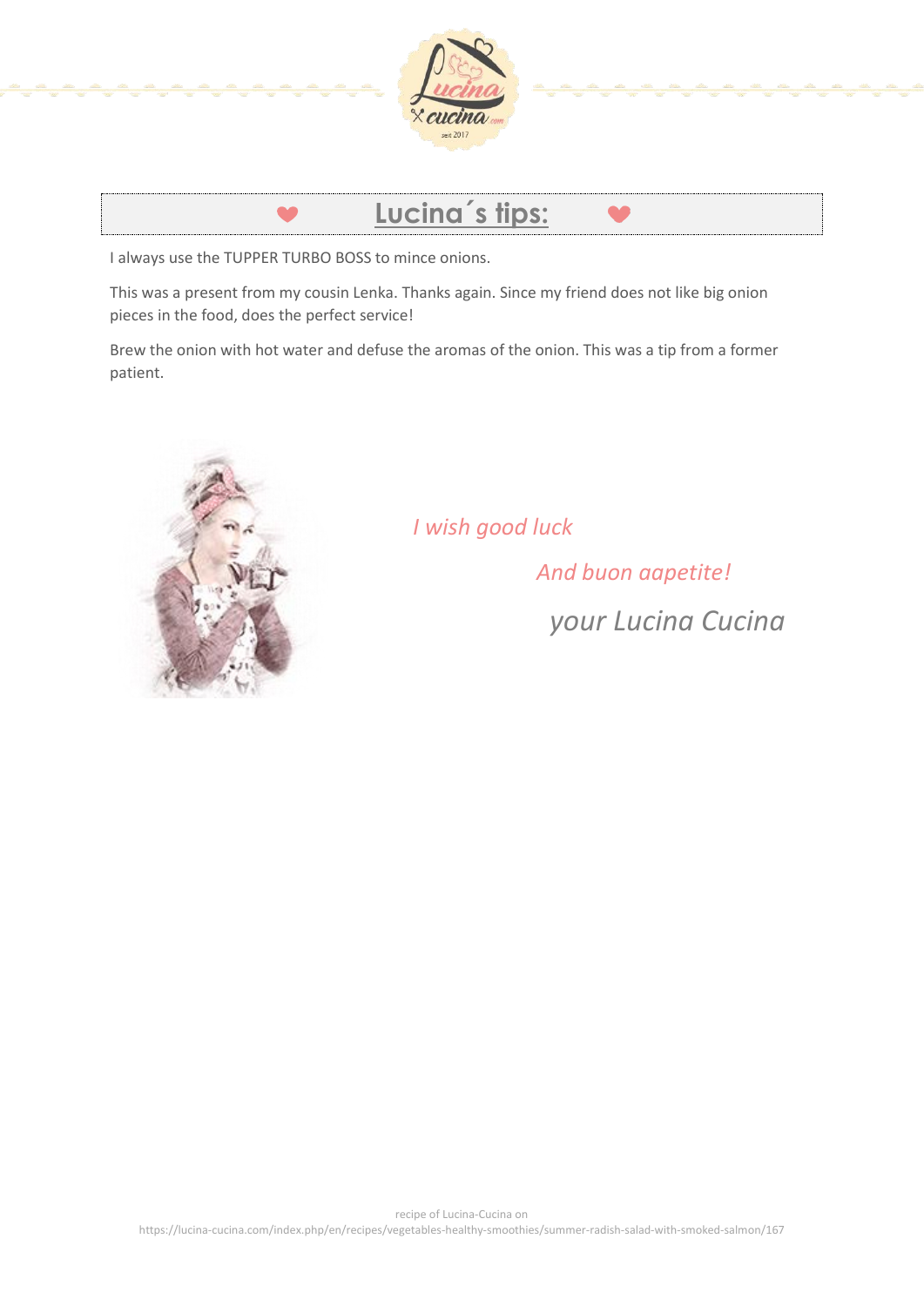## Lucina´s tips:

I always use the TUPPER TURBO BOSS to mince onions.

This was a present from my cousin Lenka. Thanks again. Since my friend does not like big onion pieces in the food, does the perfect service!

Brew the onion with hot water and defuse the aromas of the onion. This was a tip from a former patient.

*I wish good luck*

*And buon aapetite!*

*your Lucina Cucina*

recipe of Lucina-Cucina on https://lucina-cucina.com/index.php/en/recipes/vegetables-healthy-smoothies/summer-radish-salad-with-smoked-salmon/167